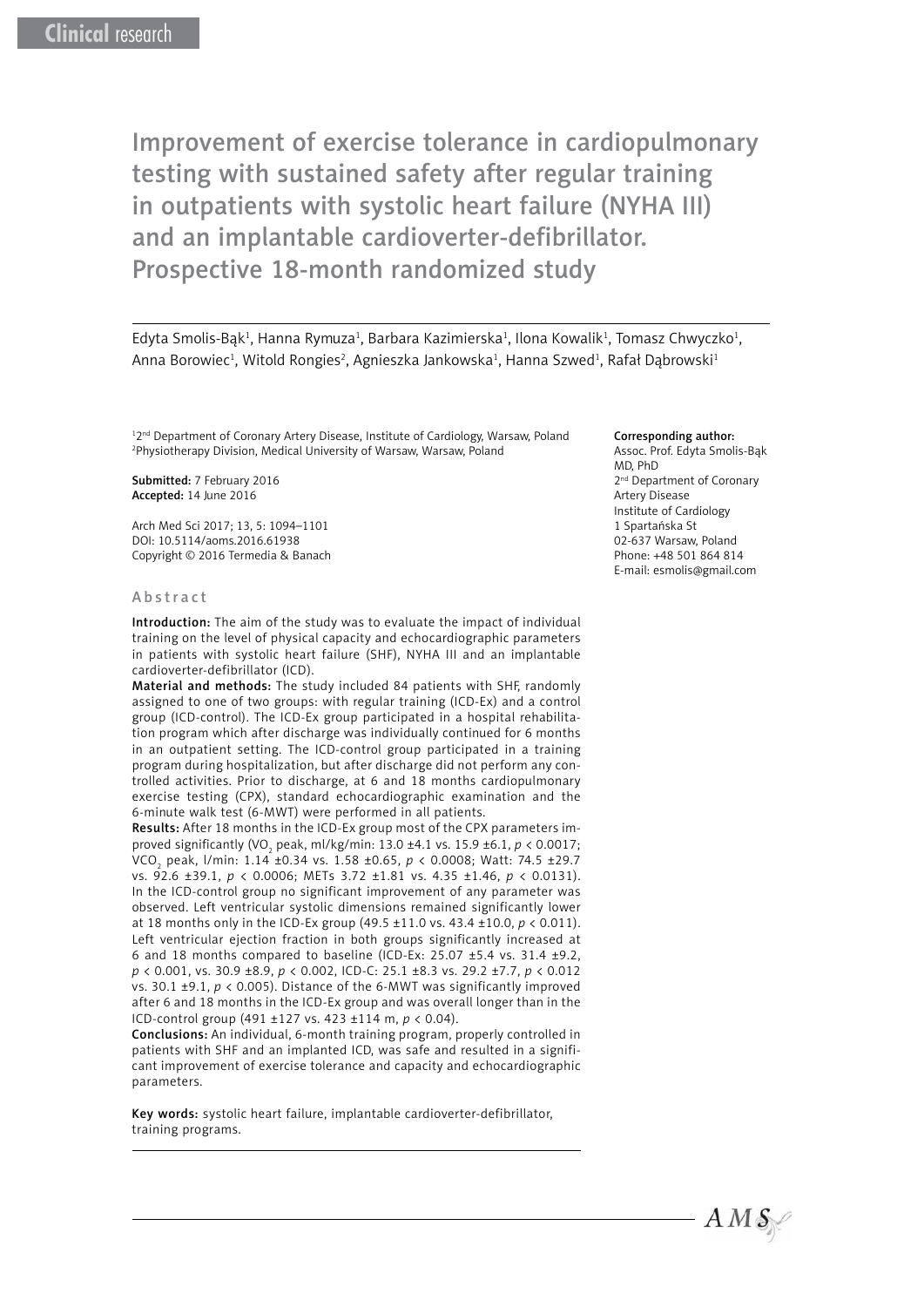Clinical research

# Improvement of exercise tolerance in cardiopulmonary testing with sustained safety after regular training in outpatients with systolic heart failure (NYHA III) and an implantable cardioverter-defibrillator. Prospective 18-month randomized study

Edyta Smolis-Bąk[1], Hanna Rymuza[1], Barbara Kazimierska[1], Ilona Kowalik[1], Tomasz Chwyczko[1], Anna Borowiec[1], Witold Rongies[2], Agnieszka Jankowska[1], Hanna Szwed[1], Rafał Dąbrowski[1]

[1]2nd Department of Coronary Artery Disease, Institute of Cardiology, Warsaw, Poland
[2]Physiotherapy Division, Medical University of Warsaw, Warsaw, Poland

**Submitted:** 7 February 2016
**Accepted:** 14 June 2016

Arch Med Sci 2017; 13, 5: 1094–1101
DOI: 10.5114/aoms.2016.61938
Copyright © 2016 Termedia & Banach

**Corresponding author:**
Assoc. Prof. Edyta Smolis-Bąk MD, PhD
2nd Department of Coronary Artery Disease
Institute of Cardiology
1 Spartańska St
02-637 Warsaw, Poland
Phone: +48 501 864 814
E-mail: esmolis@gmail.com

## Abstract

**Introduction:** The aim of the study was to evaluate the impact of individual training on the level of physical capacity and echocardiographic parameters in patients with systolic heart failure (SHF), NYHA III and an implantable cardioverter-defibrillator (ICD).

**Material and methods:** The study included 84 patients with SHF, randomly assigned to one of two groups: with regular training (ICD-Ex) and a control group (ICD-control). The ICD-Ex group participated in a hospital rehabilitation program which after discharge was individually continued for 6 months in an outpatient setting. The ICD-control group participated in a training program during hospitalization, but after discharge did not perform any controlled activities. Prior to discharge, at 6 and 18 months cardiopulmonary exercise testing (CPX), standard echocardiographic examination and the 6-minute walk test (6-MWT) were performed in all patients.

**Results:** After 18 months in the ICD-Ex group most of the CPX parameters improved significantly ($VO_2$ peak, ml/kg/min: 13.0 ±4.1 vs. 15.9 ±6.1, $p < 0.0017$; $VCO_2$ peak, l/min: 1.14 ±0.34 vs. 1.58 ±0.65, $p < 0.0008$; Watt: 74.5 ±29.7 vs. 92.6 ±39.1, $p < 0.0006$; METs 3.72 ±1.81 vs. 4.35 ±1.46, $p < 0.0131$). In the ICD-control group no significant improvement of any parameter was observed. Left ventricular systolic dimensions remained significantly lower at 18 months only in the ICD-Ex group (49.5 ±11.0 vs. 43.4 ±10.0, $p < 0.011$). Left ventricular ejection fraction in both groups significantly increased at 6 and 18 months compared to baseline (ICD-Ex: 25.07 ±5.4 vs. 31.4 ±9.2, $p < 0.001$, vs. 30.9 ±8.9, $p < 0.002$, ICD-C: 25.1 ±8.3 vs. 29.2 ±7.7, $p < 0.012$ vs. 30.1 ±9.1, $p < 0.005$). Distance of the 6-MWT was significantly improved after 6 and 18 months in the ICD-Ex group and was overall longer than in the ICD-control group (491 ±127 vs. 423 ±114 m, $p < 0.04$).

**Conclusions:** An individual, 6-month training program, properly controlled in patients with SHF and an implanted ICD, was safe and resulted in a significant improvement of exercise tolerance and capacity and echocardiographic parameters.

**Key words:** systolic heart failure, implantable cardioverter-defibrillator, training programs.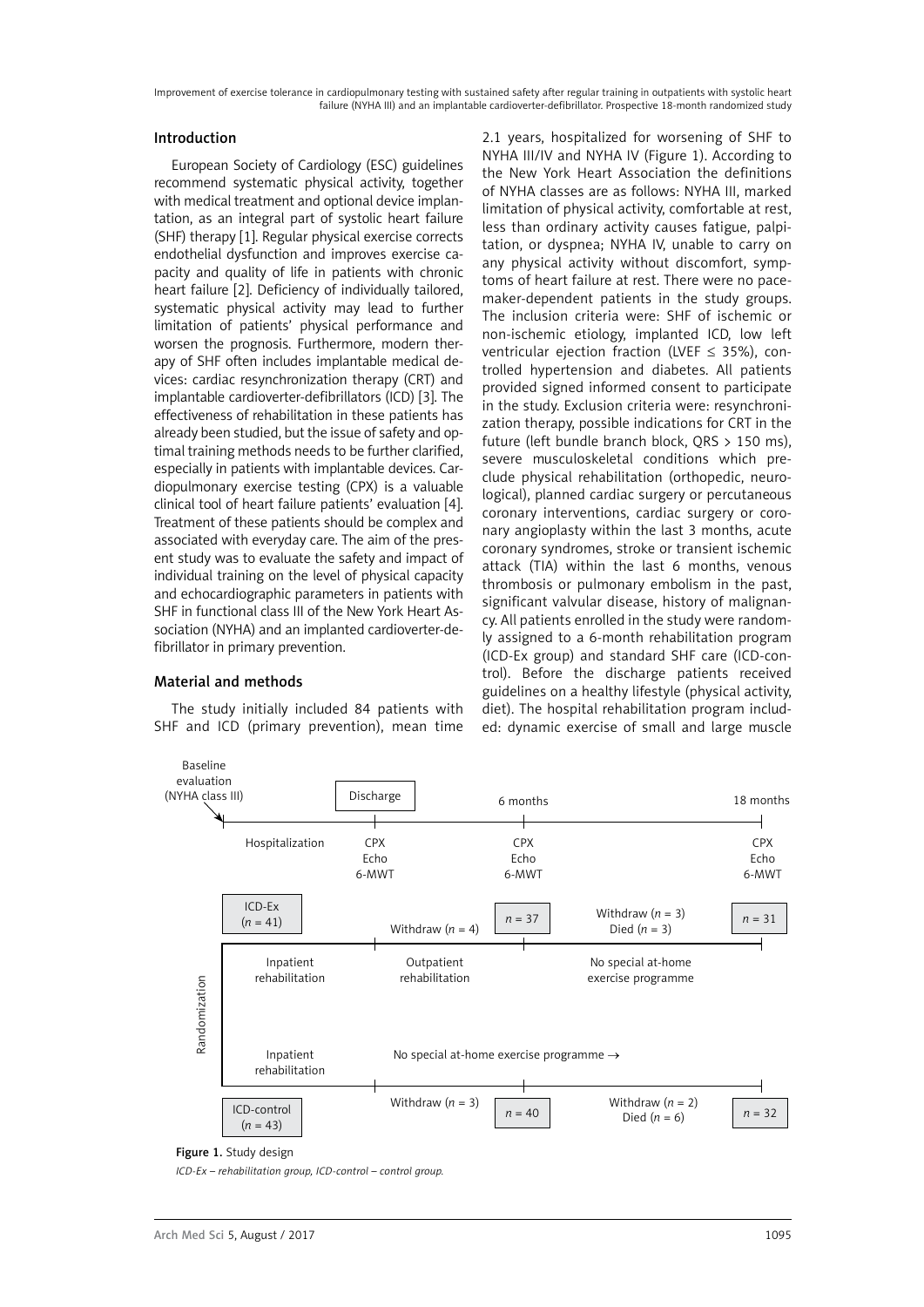## Introduction

European Society of Cardiology (ESC) guidelines recommend systematic physical activity, together with medical treatment and optional device implantation, as an integral part of systolic heart failure (SHF) therapy [1]. Regular physical exercise corrects endothelial dysfunction and improves exercise capacity and quality of life in patients with chronic heart failure [2]. Deficiency of individually tailored, systematic physical activity may lead to further limitation of patients' physical performance and worsen the prognosis. Furthermore, modern therapy of SHF often includes implantable medical devices: cardiac resynchronization therapy (CRT) and implantable cardioverter-defibrillators (ICD) [3]. The effectiveness of rehabilitation in these patients has already been studied, but the issue of safety and optimal training methods needs to be further clarified, especially in patients with implantable devices. Cardiopulmonary exercise testing (CPX) is a valuable clinical tool of heart failure patients' evaluation [4]. Treatment of these patients should be complex and associated with everyday care. The aim of the present study was to evaluate the safety and impact of individual training on the level of physical capacity and echocardiographic parameters in patients with SHF in functional class III of the New York Heart Association (NYHA) and an implanted cardioverter-defibrillator in primary prevention.

## Material and methods

The study initially included 84 patients with SHF and ICD (primary prevention), mean time 2.1 years, hospitalized for worsening of SHF to NYHA III/IV and NYHA IV (Figure 1). According to the New York Heart Association the definitions of NYHA classes are as follows: NYHA III, marked limitation of physical activity, comfortable at rest, less than ordinary activity causes fatigue, palpitation, or dyspnea; NYHA IV, unable to carry on any physical activity without discomfort, symptoms of heart failure at rest. There were no pacemaker-dependent patients in the study groups. The inclusion criteria were: SHF of ischemic or non-ischemic etiology, implanted ICD, low left ventricular ejection fraction (LVEF ≤ 35%), controlled hypertension and diabetes. All patients provided signed informed consent to participate in the study. Exclusion criteria were: resynchronization therapy, possible indications for CRT in the future (left bundle branch block, QRS > 150 ms), severe musculoskeletal conditions which preclude physical rehabilitation (orthopedic, neurological), planned cardiac surgery or percutaneous coronary interventions, cardiac surgery or coronary angioplasty within the last 3 months, acute coronary syndromes, stroke or transient ischemic attack (TIA) within the last 6 months, venous thrombosis or pulmonary embolism in the past, significant valvular disease, history of malignancy. All patients enrolled in the study were randomly assigned to a 6-month rehabilitation program (ICD-Ex group) and standard SHF care (ICD-control). Before the discharge patients received guidelines on a healthy lifestyle (physical activity, diet). The hospital rehabilitation program included: dynamic exercise of small and large muscle

Baseline evaluation (NYHA class III) → Hospitalization → Discharge (CPX, Echo, 6-MWT) → 6 months (CPX, Echo, 6-MWT) → 18 months (CPX, Echo, 6-MWT)

Randomization:

- ICD-Ex ($n$ = 41): Inpatient rehabilitation → Outpatient rehabilitation; Withdraw ($n$ = 4) → $n$ = 37 at 6 months → No special at-home exercise programme; Withdraw ($n$ = 3), Died ($n$ = 3) → $n$ = 31 at 18 months
- ICD-control ($n$ = 43): Inpatient rehabilitation → No special at-home exercise programme →; Withdraw ($n$ = 3) → $n$ = 40 at 6 months; Withdraw ($n$ = 2), Died ($n$ = 6) → $n$ = 32 at 18 months

**Figure 1.** Study design

*ICD-Ex – rehabilitation group, ICD-control – control group.*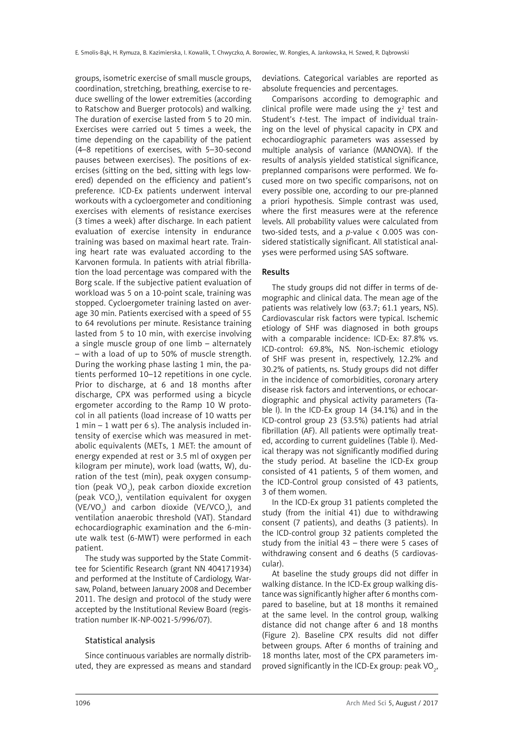groups, isometric exercise of small muscle groups, coordination, stretching, breathing, exercise to reduce swelling of the lower extremities (according to Ratschow and Buerger protocols) and walking. The duration of exercise lasted from 5 to 20 min. Exercises were carried out 5 times a week, the time depending on the capability of the patient (4–8 repetitions of exercises, with 5–30-second pauses between exercises). The positions of exercises (sitting on the bed, sitting with legs lowered) depended on the efficiency and patient's preference. ICD-Ex patients underwent interval workouts with a cycloergometer and conditioning exercises with elements of resistance exercises (3 times a week) after discharge. In each patient evaluation of exercise intensity in endurance training was based on maximal heart rate. Training heart rate was evaluated according to the Karvonen formula. In patients with atrial fibrillation the load percentage was compared with the Borg scale. If the subjective patient evaluation of workload was 5 on a 10-point scale, training was stopped. Cycloergometer training lasted on average 30 min. Patients exercised with a speed of 55 to 64 revolutions per minute. Resistance training lasted from 5 to 10 min, with exercise involving a single muscle group of one limb – alternately – with a load of up to 50% of muscle strength. During the working phase lasting 1 min, the patients performed 10–12 repetitions in one cycle. Prior to discharge, at 6 and 18 months after discharge, CPX was performed using a bicycle ergometer according to the Ramp 10 W protocol in all patients (load increase of 10 watts per 1 min – 1 watt per 6 s). The analysis included intensity of exercise which was measured in metabolic equivalents (METs, 1 MET: the amount of energy expended at rest or 3.5 ml of oxygen per kilogram per minute), work load (watts, W), duration of the test (min), peak oxygen consumption (peak $VO_2$), peak carbon dioxide excretion (peak $VCO_2$), ventilation equivalent for oxygen ($VE/VO_2$) and carbon dioxide ($VE/VCO_2$), and ventilation anaerobic threshold (VAT). Standard echocardiographic examination and the 6-minute walk test (6-MWT) were performed in each patient.

The study was supported by the State Committee for Scientific Research (grant NN 404171934) and performed at the Institute of Cardiology, Warsaw, Poland, between January 2008 and December 2011. The design and protocol of the study were accepted by the Institutional Review Board (registration number IK-NP-0021-5/996/07).

### Statistical analysis

Since continuous variables are normally distributed, they are expressed as means and standard deviations. Categorical variables are reported as absolute frequencies and percentages.

Comparisons according to demographic and clinical profile were made using the $\chi^2$ test and Student's *t*-test. The impact of individual training on the level of physical capacity in CPX and echocardiographic parameters was assessed by multiple analysis of variance (MANOVA). If the results of analysis yielded statistical significance, preplanned comparisons were performed. We focused more on two specific comparisons, not on every possible one, according to our pre-planned a priori hypothesis. Simple contrast was used, where the first measures were at the reference levels. All probability values were calculated from two-sided tests, and a *p*-value $< 0.005$ was considered statistically significant. All statistical analyses were performed using SAS software.

## Results

The study groups did not differ in terms of demographic and clinical data. The mean age of the patients was relatively low (63.7; 61.1 years, NS). Cardiovascular risk factors were typical. Ischemic etiology of SHF was diagnosed in both groups with a comparable incidence: ICD-Ex: 87.8% vs. ICD-control: 69.8%, NS. Non-ischemic etiology of SHF was present in, respectively, 12.2% and 30.2% of patients, ns. Study groups did not differ in the incidence of comorbidities, coronary artery disease risk factors and interventions, or echocardiographic and physical activity parameters (Table I). In the ICD-Ex group 14 (34.1%) and in the ICD-control group 23 (53.5%) patients had atrial fibrillation (AF). All patients were optimally treated, according to current guidelines (Table I). Medical therapy was not significantly modified during the study period. At baseline the ICD-Ex group consisted of 41 patients, 5 of them women, and the ICD-Control group consisted of 43 patients, 3 of them women.

In the ICD-Ex group 31 patients completed the study (from the initial 41) due to withdrawing consent (7 patients), and deaths (3 patients). In the ICD-control group 32 patients completed the study from the initial 43 – there were 5 cases of withdrawing consent and 6 deaths (5 cardiovascular).

At baseline the study groups did not differ in walking distance. In the ICD-Ex group walking distance was significantly higher after 6 months compared to baseline, but at 18 months it remained at the same level. In the control group, walking distance did not change after 6 and 18 months (Figure 2). Baseline CPX results did not differ between groups. After 6 months of training and 18 months later, most of the CPX parameters improved significantly in the ICD-Ex group: peak $VO_2$,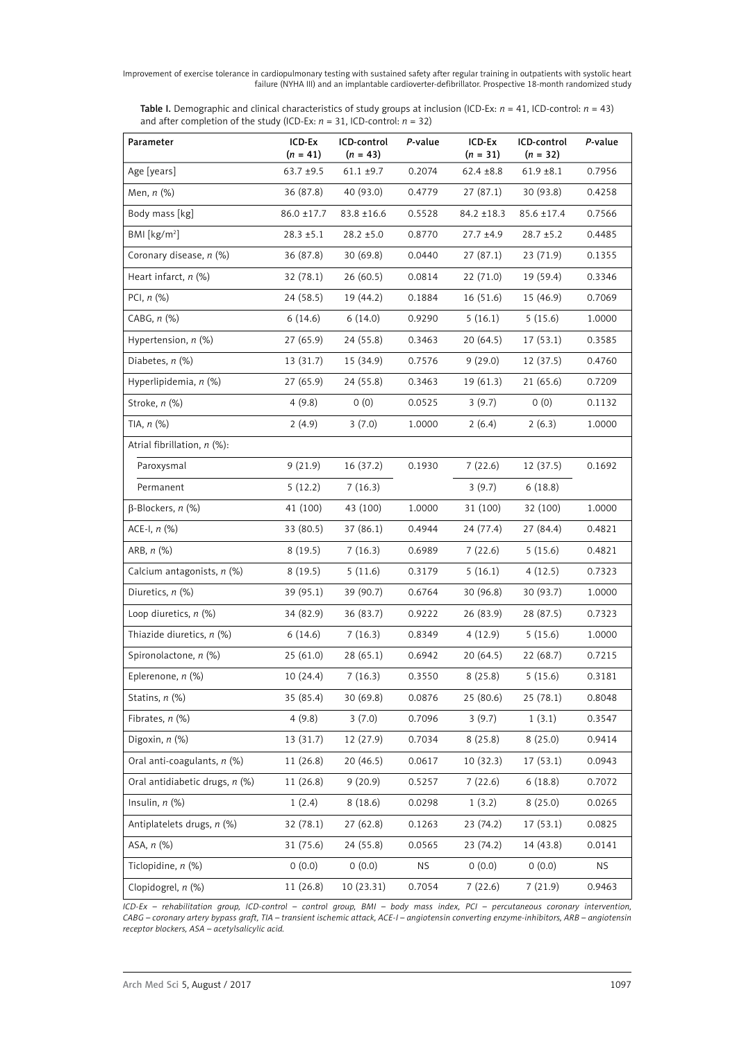**Table I.** Demographic and clinical characteristics of study groups at inclusion (ICD-Ex: *n* = 41, ICD-control: *n* = 43) and after completion of the study (ICD-Ex: *n* = 31, ICD-control: *n* = 32)

| Parameter | ICD-Ex (*n* = 41) | ICD-control (*n* = 43) | *P*-value | ICD-Ex (*n* = 31) | ICD-control (*n* = 32) | *P*-value |
|---|---|---|---|---|---|---|
| Age [years] | 63.7 ±9.5 | 61.1 ±9.7 | 0.2074 | 62.4 ±8.8 | 61.9 ±8.1 | 0.7956 |
| Men, *n* (%) | 36 (87.8) | 40 (93.0) | 0.4779 | 27 (87.1) | 30 (93.8) | 0.4258 |
| Body mass [kg] | 86.0 ±17.7 | 83.8 ±16.6 | 0.5528 | 84.2 ±18.3 | 85.6 ±17.4 | 0.7566 |
| BMI [kg/m$^2$] | 28.3 ±5.1 | 28.2 ±5.0 | 0.8770 | 27.7 ±4.9 | 28.7 ±5.2 | 0.4485 |
| Coronary disease, *n* (%) | 36 (87.8) | 30 (69.8) | 0.0440 | 27 (87.1) | 23 (71.9) | 0.1355 |
| Heart infarct, *n* (%) | 32 (78.1) | 26 (60.5) | 0.0814 | 22 (71.0) | 19 (59.4) | 0.3346 |
| PCI, *n* (%) | 24 (58.5) | 19 (44.2) | 0.1884 | 16 (51.6) | 15 (46.9) | 0.7069 |
| CABG, *n* (%) | 6 (14.6) | 6 (14.0) | 0.9290 | 5 (16.1) | 5 (15.6) | 1.0000 |
| Hypertension, *n* (%) | 27 (65.9) | 24 (55.8) | 0.3463 | 20 (64.5) | 17 (53.1) | 0.3585 |
| Diabetes, *n* (%) | 13 (31.7) | 15 (34.9) | 0.7576 | 9 (29.0) | 12 (37.5) | 0.4760 |
| Hyperlipidemia, *n* (%) | 27 (65.9) | 24 (55.8) | 0.3463 | 19 (61.3) | 21 (65.6) | 0.7209 |
| Stroke, *n* (%) | 4 (9.8) | 0 (0) | 0.0525 | 3 (9.7) | 0 (0) | 0.1132 |
| TIA, *n* (%) | 2 (4.9) | 3 (7.0) | 1.0000 | 2 (6.4) | 2 (6.3) | 1.0000 |
| Atrial fibrillation, *n* (%): | | | | | | |
| Paroxysmal | 9 (21.9) | 16 (37.2) | 0.1930 | 7 (22.6) | 12 (37.5) | 0.1692 |
| Permanent | 5 (12.2) | 7 (16.3) | | 3 (9.7) | 6 (18.8) | |
| β-Blockers, *n* (%) | 41 (100) | 43 (100) | 1.0000 | 31 (100) | 32 (100) | 1.0000 |
| ACE-I, *n* (%) | 33 (80.5) | 37 (86.1) | 0.4944 | 24 (77.4) | 27 (84.4) | 0.4821 |
| ARB, *n* (%) | 8 (19.5) | 7 (16.3) | 0.6989 | 7 (22.6) | 5 (15.6) | 0.4821 |
| Calcium antagonists, *n* (%) | 8 (19.5) | 5 (11.6) | 0.3179 | 5 (16.1) | 4 (12.5) | 0.7323 |
| Diuretics, *n* (%) | 39 (95.1) | 39 (90.7) | 0.6764 | 30 (96.8) | 30 (93.7) | 1.0000 |
| Loop diuretics, *n* (%) | 34 (82.9) | 36 (83.7) | 0.9222 | 26 (83.9) | 28 (87.5) | 0.7323 |
| Thiazide diuretics, *n* (%) | 6 (14.6) | 7 (16.3) | 0.8349 | 4 (12.9) | 5 (15.6) | 1.0000 |
| Spironolactone, *n* (%) | 25 (61.0) | 28 (65.1) | 0.6942 | 20 (64.5) | 22 (68.7) | 0.7215 |
| Eplerenone, *n* (%) | 10 (24.4) | 7 (16.3) | 0.3550 | 8 (25.8) | 5 (15.6) | 0.3181 |
| Statins, *n* (%) | 35 (85.4) | 30 (69.8) | 0.0876 | 25 (80.6) | 25 (78.1) | 0.8048 |
| Fibrates, *n* (%) | 4 (9.8) | 3 (7.0) | 0.7096 | 3 (9.7) | 1 (3.1) | 0.3547 |
| Digoxin, *n* (%) | 13 (31.7) | 12 (27.9) | 0.7034 | 8 (25.8) | 8 (25.0) | 0.9414 |
| Oral anti-coagulants, *n* (%) | 11 (26.8) | 20 (46.5) | 0.0617 | 10 (32.3) | 17 (53.1) | 0.0943 |
| Oral antidiabetic drugs, *n* (%) | 11 (26.8) | 9 (20.9) | 0.5257 | 7 (22.6) | 6 (18.8) | 0.7072 |
| Insulin, *n* (%) | 1 (2.4) | 8 (18.6) | 0.0298 | 1 (3.2) | 8 (25.0) | 0.0265 |
| Antiplatelets drugs, *n* (%) | 32 (78.1) | 27 (62.8) | 0.1263 | 23 (74.2) | 17 (53.1) | 0.0825 |
| ASA, *n* (%) | 31 (75.6) | 24 (55.8) | 0.0565 | 23 (74.2) | 14 (43.8) | 0.0141 |
| Ticlopidine, *n* (%) | 0 (0.0) | 0 (0.0) | NS | 0 (0.0) | 0 (0.0) | NS |
| Clopidogrel, *n* (%) | 11 (26.8) | 10 (23.31) | 0.7054 | 7 (22.6) | 7 (21.9) | 0.9463 |

*ICD-Ex – rehabilitation group, ICD-control – control group, BMI – body mass index, PCI – percutaneous coronary intervention, CABG – coronary artery bypass graft, TIA – transient ischemic attack, ACE-I – angiotensin converting enzyme-inhibitors, ARB – angiotensin receptor blockers, ASA – acetylsalicylic acid.*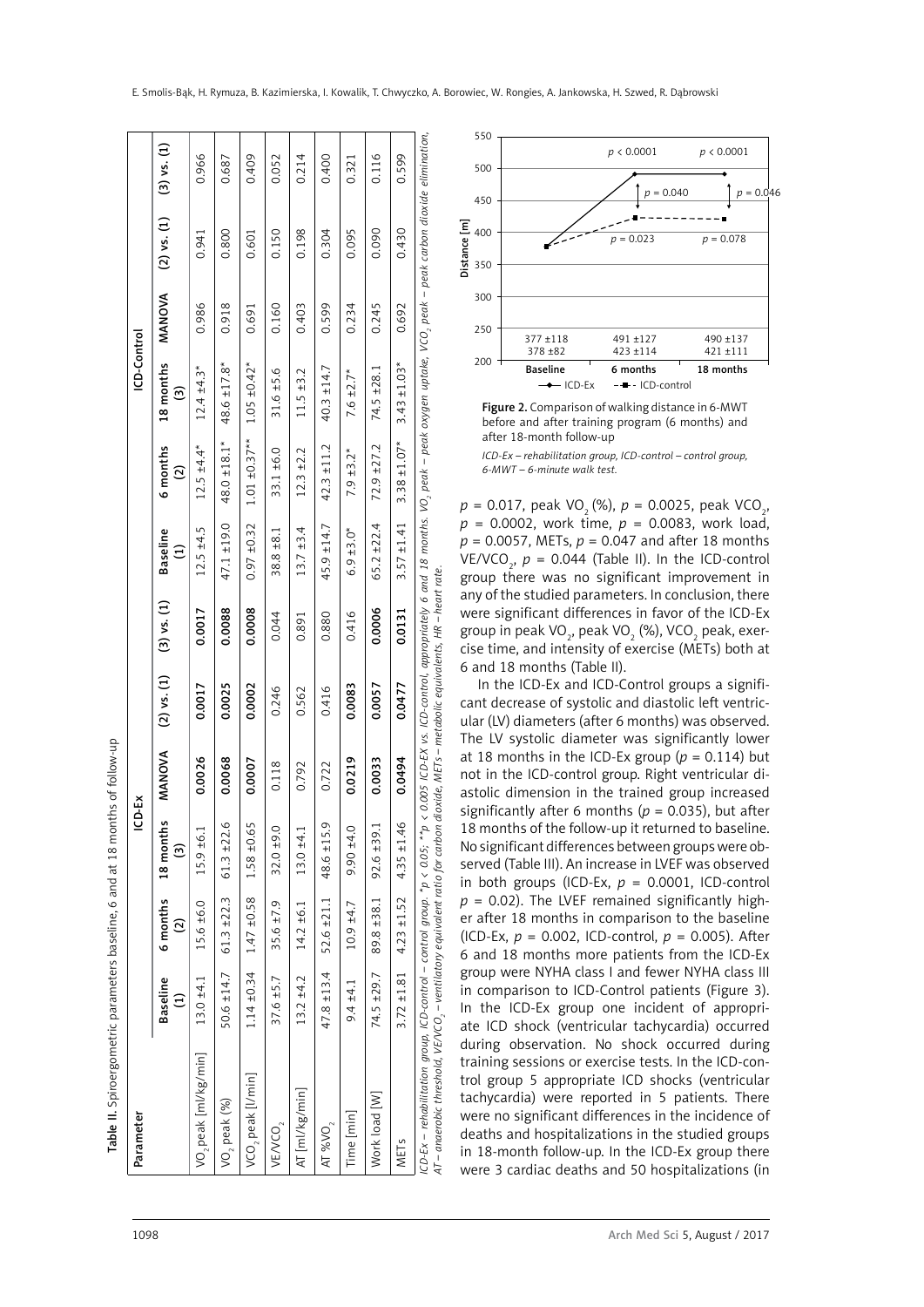**Table II.** Spiroergometric parameters baseline, 6 and at 18 months of follow-up

| Parameter | ICD-Ex | | | | | | ICD-Control | | | | | |
|---|---|---|---|---|---|---|---|---|---|---|---|---|
| | Baseline (1) | 6 months (2) | 18 months (3) | MANOVA | (2) vs. (1) | (3) vs. (1) | Baseline (1) | 6 months (2) | 18 months (3) | MANOVA | (2) vs. (1) | (3) vs. (1) |
| $VO_2$ peak [ml/kg/min] | 13.0 ±4.1 | 15.6 ±6.0 | 15.9 ±6.1 | **0.0026** | **0.0017** | **0.0017** | 12.5 ±4.5 | 12.5 ±4.4* | 12.4 ±4.3* | 0.986 | 0.941 | 0.966 |
| $VO_2$ peak (%) | 50.6 ±14.7 | 61.3 ±22.3 | 61.3 ±22.6 | **0.0068** | **0.0025** | **0.0088** | 47.1 ±19.0 | 48.0 ±18.1* | 48.6 ±17.8* | 0.918 | 0.800 | 0.687 |
| $VCO_2$ peak [l/min] | 1.14 ±0.34 | 1.47 ±0.58 | 1.58 ±0.65 | **0.0007** | **0.0002** | **0.0008** | 0.97 ±0.32 | 1.01 ±0.37** | 1.05 ±0.42* | 0.691 | 0.601 | 0.409 |
| $VE/VCO_2$ | 37.6 ±5.7 | 35.6 ±7.9 | 32.0 ±9.0 | 0.118 | 0.246 | 0.044 | 38.8 ±8.1 | 33.1 ±6.0 | 31.6 ±5.6 | 0.160 | 0.150 | 0.052 |
| AT [ml/kg/min] | 13.2 ±4.2 | 14.2 ±6.1 | 13.0 ±4.1 | 0.792 | 0.562 | 0.891 | 13.7 ±3.4 | 12.3 ±2.2 | 11.5 ±3.2 | 0.403 | 0.198 | 0.214 |
| AT $\%VO_2$ | 47.8 ±13.4 | 52.6 ±21.1 | 48.6 ±15.9 | 0.722 | 0.416 | 0.880 | 45.9 ±14.7 | 42.3 ±11.2 | 40.3 ±14.7 | 0.599 | 0.304 | 0.400 |
| Time [min] | 9.4 ±4.1 | 10.9 ±4.7 | 9.90 ±4.0 | **0.0219** | **0.0083** | 0.416 | 6.9 ±3.0* | 7.9 ±3.2* | 7.6 ±2.7* | 0.234 | 0.095 | 0.321 |
| Work load [W] | 74.5 ±29.7 | 89.8 ±38.1 | 92.6 ±39.1 | **0.0033** | **0.0057** | **0.0006** | 65.2 ±22.4 | 72.9 ±27.2 | 74.5 ±28.1 | 0.245 | 0.090 | 0.116 |
| METs | 3.72 ±1.81 | 4.23 ±1.52 | 4.35 ±1.46 | **0.0494** | **0.0477** | **0.0131** | 3.57 ±1.41 | 3.38 ±1.07* | 3.43 ±1.03* | 0.692 | 0.430 | 0.599 |

*ICD-Ex – rehabilitation group, ICD-control – control group. \*p < 0.05; \*\*p < 0.005 ICD-EX vs. ICD-control, appropriately 6 and 18 months. $VO_2$ peak – peak oxygen uptake, $VCO_2$ peak – peak carbon dioxide elimination, AT – anaerobic threshold, $VE/VCO_2$ – ventilatory equivalent ratio for carbon dioxide, METs – metabolic equivalents, HR – heart rate.*

| | Baseline | 6 months | 18 months |
|---|---|---|---|
| ICD-Ex | 377 ±118 | 491 ±127 | 490 ±137 |
| ICD-control | 378 ±82 | 423 ±114 | 421 ±111 |

**Figure 2.** Comparison of walking distance in 6-MWT before and after training program (6 months) and after 18-month follow-up

*ICD-Ex – rehabilitation group, ICD-control – control group, 6-MWT – 6-minute walk test.*

$p = 0.017$, peak $VO_2$ (%), $p = 0.0025$, peak $VCO_2$, $p = 0.0002$, work time, $p = 0.0083$, work load, $p = 0.0057$, METs, $p = 0.047$ and after 18 months $VE/VCO_2$, $p = 0.044$ (Table II). In the ICD-control group there was no significant improvement in any of the studied parameters. In conclusion, there were significant differences in favor of the ICD-Ex group in peak $VO_2$, peak $VO_2$ (%), $VCO_2$ peak, exercise time, and intensity of exercise (METs) both at 6 and 18 months (Table II).

In the ICD-Ex and ICD-Control groups a significant decrease of systolic and diastolic left ventricular (LV) diameters (after 6 months) was observed. The LV systolic diameter was significantly lower at 18 months in the ICD-Ex group ($p = 0.114$) but not in the ICD-control group. Right ventricular diastolic dimension in the trained group increased significantly after 6 months ($p = 0.035$), but after 18 months of the follow-up it returned to baseline. No significant differences between groups were observed (Table III). An increase in LVEF was observed in both groups (ICD-Ex, $p = 0.0001$, ICD-control $p = 0.02$). The LVEF remained significantly higher after 18 months in comparison to the baseline (ICD-Ex, $p = 0.002$, ICD-control, $p = 0.005$). After 6 and 18 months more patients from the ICD-Ex group were NYHA class I and fewer NYHA class III in comparison to ICD-Control patients (Figure 3). In the ICD-Ex group one incident of appropriate ICD shock (ventricular tachycardia) occurred during observation. No shock occurred during training sessions or exercise tests. In the ICD-control group 5 appropriate ICD shocks (ventricular tachycardia) were reported in 5 patients. There were no significant differences in the incidence of deaths and hospitalizations in the studied groups in 18-month follow-up. In the ICD-Ex group there were 3 cardiac deaths and 50 hospitalizations (in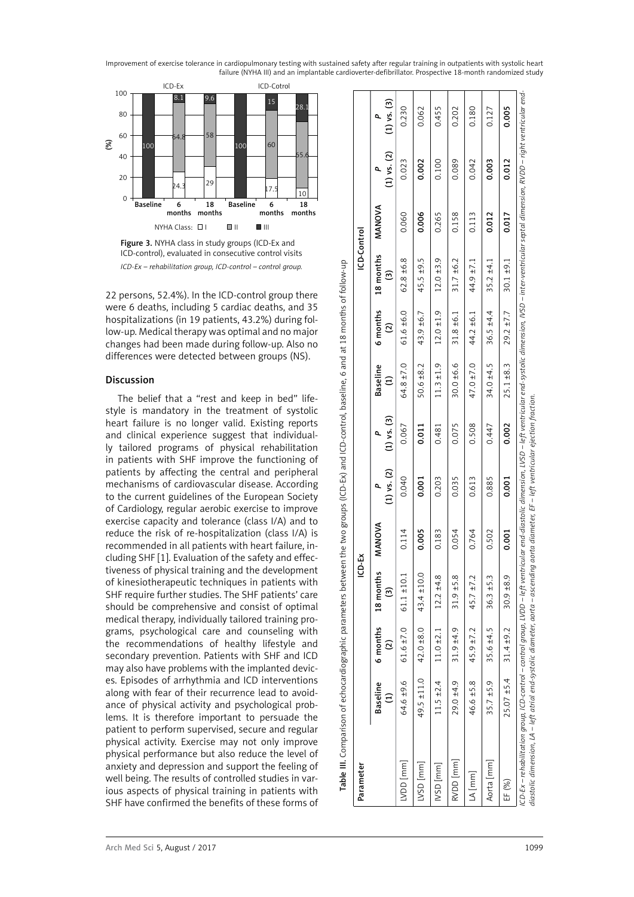Figure 3. NYHA class in study groups (ICD-Ex and ICD-control), evaluated in consecutive control visits

*ICD-Ex – rehabilitation group, ICD-control – control group.*

22 persons, 52.4%). In the ICD-control group there were 6 deaths, including 5 cardiac deaths, and 35 hospitalizations (in 19 patients, 43.2%) during follow-up. Medical therapy was optimal and no major changes had been made during follow-up. Also no differences were detected between groups (NS).

## Discussion

The belief that a "rest and keep in bed" lifestyle is mandatory in the treatment of systolic heart failure is no longer valid. Existing reports and clinical experience suggest that individually tailored programs of physical rehabilitation in patients with SHF improve the functioning of patients by affecting the central and peripheral mechanisms of cardiovascular disease. According to the current guidelines of the European Society of Cardiology, regular aerobic exercise to improve exercise capacity and tolerance (class I/A) and to reduce the risk of re-hospitalization (class I/A) is recommended in all patients with heart failure, including SHF [1]. Evaluation of the safety and effectiveness of physical training and the development of kinesiotherapeutic techniques in patients with SHF require further studies. The SHF patients' care should be comprehensive and consist of optimal medical therapy, individually tailored training programs, psychological care and counseling with the recommendations of healthy lifestyle and secondary prevention. Patients with SHF and ICD may also have problems with the implanted devices. Episodes of arrhythmia and ICD interventions along with fear of their recurrence lead to avoidance of physical activity and psychological problems. It is therefore important to persuade the patient to perform supervised, secure and regular physical activity. Exercise may not only improve physical performance but also reduce the level of anxiety and depression and support the feeling of well being. The results of controlled studies in various aspects of physical training in patients with SHF have confirmed the benefits of these forms of

**Table III.** Comparison of echocardiographic parameters between the two groups (ICD-Ex) and ICD-control), baseline, 6 and at 18 months of follow-up

| Parameter | ICD-Ex | | | | | | ICD-Control | | | | | |
|---|---|---|---|---|---|---|---|---|---|---|---|---|
| | Baseline (1) | 6 months (2) | 18 months (3) | MANOVA | *P* (1) vs. (2) | *P* (1) vs. (3) | Baseline (1) | 6 months (2) | 18 months (3) | MANOVA | *P* (1) vs. (2) | *P* (1) vs. (3) |
| LVDD [mm] | 64.6 ±9.6 | 61.6 ±7.0 | 61.1 ±10.1 | 0.114 | 0.040 | 0.067 | 64.8 ±7.0 | 61.6 ±6.0 | 62.8 ±6.8 | 0.060 | 0.023 | 0.230 |
| LVSD [mm] | 49.5 ±11.0 | 42.0 ±8.0 | 43.4 ±10.0 | **0.005** | **0.001** | **0.011** | 50.6 ±8.2 | 43.9 ±6.7 | 45.5 ±9.5 | **0.006** | **0.002** | 0.062 |
| IVSD [mm] | 11.5 ±2.4 | 11.0 ±2.1 | 12.2 ±4.8 | 0.183 | 0.203 | 0.481 | 11.3 ±1.9 | 12.0 ±1.9 | 12.0 ±3.9 | 0.265 | 0.100 | 0.455 |
| RVDD [mm] | 29.0 ±4.9 | 31.9 ±4.9 | 31.9 ±5.8 | 0.054 | 0.035 | 0.075 | 30.0 ±6.6 | 31.8 ±6.1 | 31.7 ±6.2 | 0.158 | 0.089 | 0.202 |
| LA [mm] | 46.6 ±5.8 | 45.9 ±7.2 | 45.7 ±7.2 | 0.764 | 0.613 | 0.508 | 47.0 ±7.0 | 44.2 ±6.1 | 44.9 ±7.1 | 0.113 | 0.042 | 0.180 |
| Aorta [mm] | 35.7 ±5.9 | 35.6 ±4.5 | 36.3 ±5.3 | 0.502 | 0.885 | 0.447 | 34.0 ±4.5 | 36.5 ±4.4 | 35.2 ±4.1 | **0.012** | **0.003** | 0.127 |
| EF (%) | 25.07 ±5.4 | 31.4 ±9.2 | 30.9 ±8.9 | **0.001** | **0.001** | **0.002** | 25.1 ±8.3 | 29.2 ±7.7 | 30.1 ±9.1 | **0.017** | **0.012** | **0.005** |

*ICD-Ex – rehabilitation group, ICD-control – control group, LVDD – left ventricular end-diastolic dimension, LVSD – left ventricular end-systolic dimension, IVSD – inter-ventricular septal dimension, RVDD – right ventricular end-diastolic dimension, LA – left atrial end-systolic diameter, aorta – ascending aorta diameter, EF – left ventricular ejection fraction.*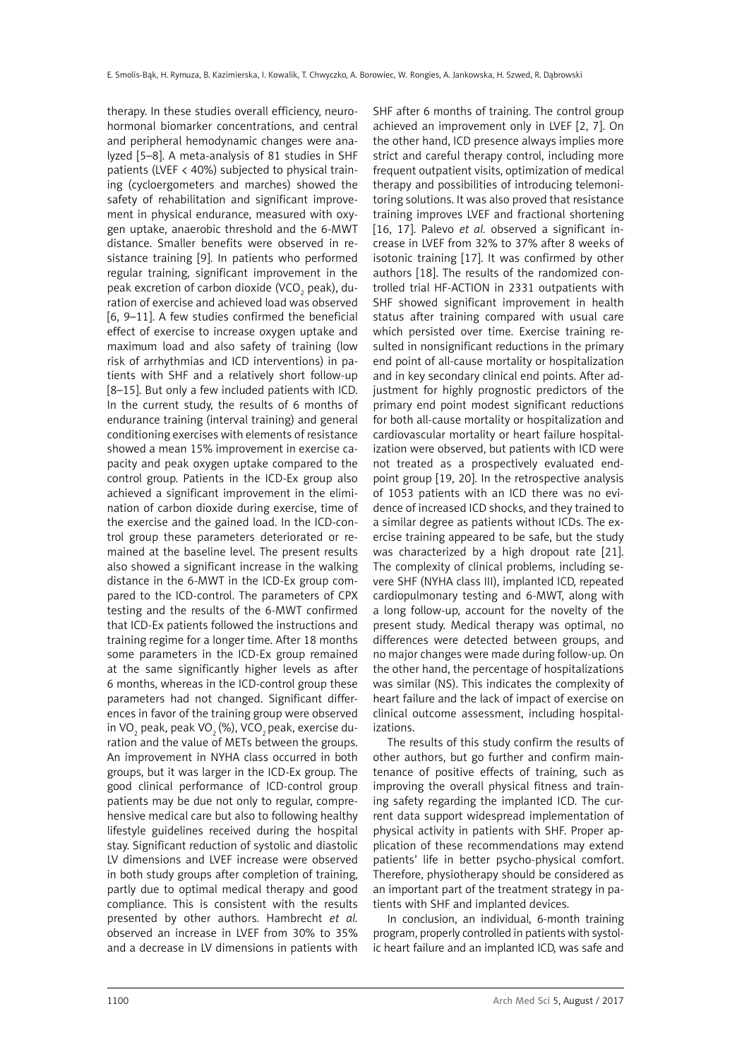therapy. In these studies overall efficiency, neurohormonal biomarker concentrations, and central and peripheral hemodynamic changes were analyzed [5–8]. A meta-analysis of 81 studies in SHF patients (LVEF < 40%) subjected to physical training (cycloergometers and marches) showed the safety of rehabilitation and significant improvement in physical endurance, measured with oxygen uptake, anaerobic threshold and the 6-MWT distance. Smaller benefits were observed in resistance training [9]. In patients who performed regular training, significant improvement in the peak excretion of carbon dioxide ($VCO_2$ peak), duration of exercise and achieved load was observed [6, 9–11]. A few studies confirmed the beneficial effect of exercise to increase oxygen uptake and maximum load and also safety of training (low risk of arrhythmias and ICD interventions) in patients with SHF and a relatively short follow-up [8–15]. But only a few included patients with ICD. In the current study, the results of 6 months of endurance training (interval training) and general conditioning exercises with elements of resistance showed a mean 15% improvement in exercise capacity and peak oxygen uptake compared to the control group. Patients in the ICD-Ex group also achieved a significant improvement in the elimination of carbon dioxide during exercise, time of the exercise and the gained load. In the ICD-control group these parameters deteriorated or remained at the baseline level. The present results also showed a significant increase in the walking distance in the 6-MWT in the ICD-Ex group compared to the ICD-control. The parameters of CPX testing and the results of the 6-MWT confirmed that ICD-Ex patients followed the instructions and training regime for a longer time. After 18 months some parameters in the ICD-Ex group remained at the same significantly higher levels as after 6 months, whereas in the ICD-control group these parameters had not changed. Significant differences in favor of the training group were observed in $VO_2$ peak, peak $VO_2$ (%), $VCO_2$ peak, exercise duration and the value of METs between the groups. An improvement in NYHA class occurred in both groups, but it was larger in the ICD-Ex group. The good clinical performance of ICD-control group patients may be due not only to regular, comprehensive medical care but also to following healthy lifestyle guidelines received during the hospital stay. Significant reduction of systolic and diastolic LV dimensions and LVEF increase were observed in both study groups after completion of training, partly due to optimal medical therapy and good compliance. This is consistent with the results presented by other authors. Hambrecht *et al.* observed an increase in LVEF from 30% to 35% and a decrease in LV dimensions in patients with SHF after 6 months of training. The control group achieved an improvement only in LVEF [2, 7]. On the other hand, ICD presence always implies more strict and careful therapy control, including more frequent outpatient visits, optimization of medical therapy and possibilities of introducing telemonitoring solutions. It was also proved that resistance training improves LVEF and fractional shortening [16, 17]. Palevo *et al.* observed a significant increase in LVEF from 32% to 37% after 8 weeks of isotonic training [17]. It was confirmed by other authors [18]. The results of the randomized controlled trial HF-ACTION in 2331 outpatients with SHF showed significant improvement in health status after training compared with usual care which persisted over time. Exercise training resulted in nonsignificant reductions in the primary end point of all-cause mortality or hospitalization and in key secondary clinical end points. After adjustment for highly prognostic predictors of the primary end point modest significant reductions for both all-cause mortality or hospitalization and cardiovascular mortality or heart failure hospitalization were observed, but patients with ICD were not treated as a prospectively evaluated endpoint group [19, 20]. In the retrospective analysis of 1053 patients with an ICD there was no evidence of increased ICD shocks, and they trained to a similar degree as patients without ICDs. The exercise training appeared to be safe, but the study was characterized by a high dropout rate [21]. The complexity of clinical problems, including severe SHF (NYHA class III), implanted ICD, repeated cardiopulmonary testing and 6-MWT, along with a long follow-up, account for the novelty of the present study. Medical therapy was optimal, no differences were detected between groups, and no major changes were made during follow-up. On the other hand, the percentage of hospitalizations was similar (NS). This indicates the complexity of heart failure and the lack of impact of exercise on clinical outcome assessment, including hospitalizations.

The results of this study confirm the results of other authors, but go further and confirm maintenance of positive effects of training, such as improving the overall physical fitness and training safety regarding the implanted ICD. The current data support widespread implementation of physical activity in patients with SHF. Proper application of these recommendations may extend patients' life in better psycho-physical comfort. Therefore, physiotherapy should be considered as an important part of the treatment strategy in patients with SHF and implanted devices.

In conclusion, an individual, 6-month training program, properly controlled in patients with systolic heart failure and an implanted ICD, was safe and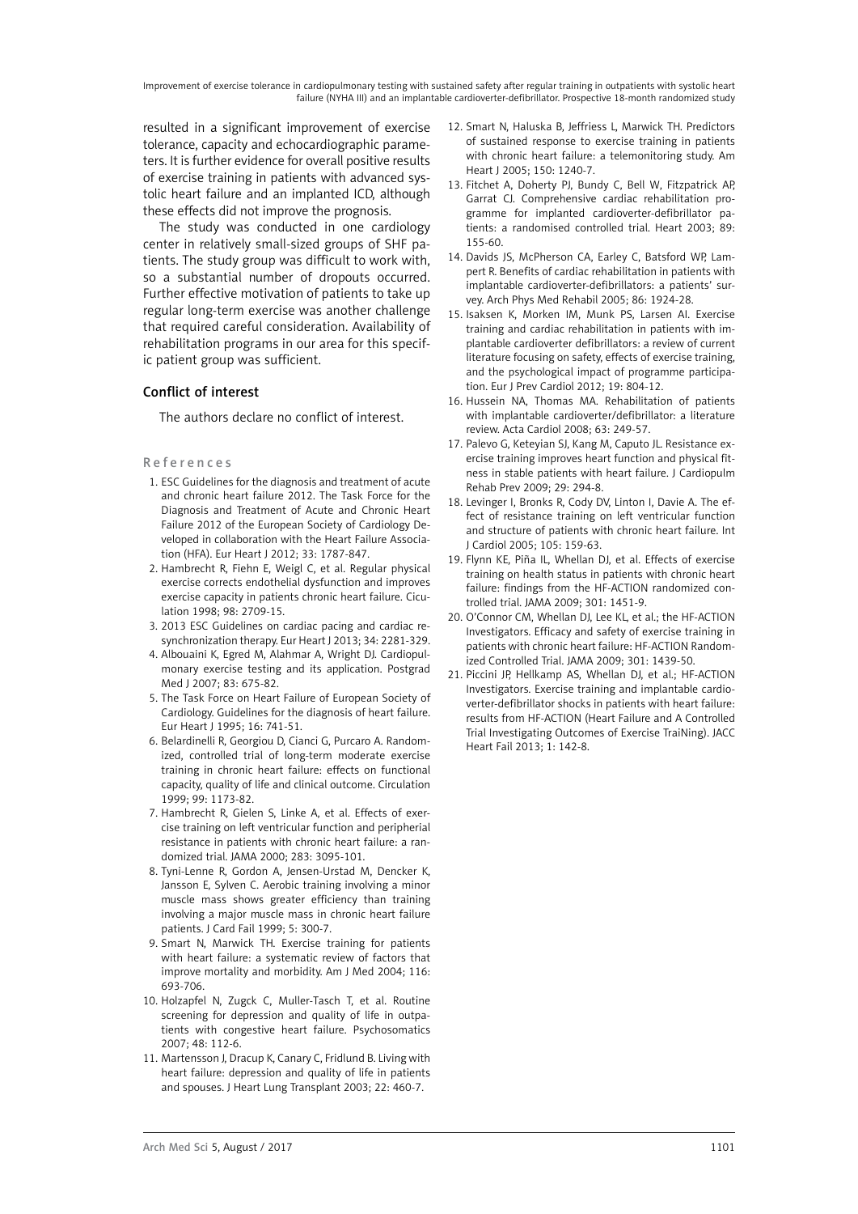resulted in a significant improvement of exercise tolerance, capacity and echocardiographic parameters. It is further evidence for overall positive results of exercise training in patients with advanced systolic heart failure and an implanted ICD, although these effects did not improve the prognosis.

The study was conducted in one cardiology center in relatively small-sized groups of SHF patients. The study group was difficult to work with, so a substantial number of dropouts occurred. Further effective motivation of patients to take up regular long-term exercise was another challenge that required careful consideration. Availability of rehabilitation programs in our area for this specific patient group was sufficient.

## Conflict of interest

The authors declare no conflict of interest.

## References

1. ESC Guidelines for the diagnosis and treatment of acute and chronic heart failure 2012. The Task Force for the Diagnosis and Treatment of Acute and Chronic Heart Failure 2012 of the European Society of Cardiology Developed in collaboration with the Heart Failure Association (HFA). Eur Heart J 2012; 33: 1787-847.
2. Hambrecht R, Fiehn E, Weigl C, et al. Regular physical exercise corrects endothelial dysfunction and improves exercise capacity in patients chronic heart failure. Cicurlation 1998; 98: 2709-15.
3. 2013 ESC Guidelines on cardiac pacing and cardiac resynchronization therapy. Eur Heart J 2013; 34: 2281-329.
4. Albouaini K, Egred M, Alahmar A, Wright DJ. Cardiopulmonary exercise testing and its application. Postgrad Med J 2007; 83: 675-82.
5. The Task Force on Heart Failure of European Society of Cardiology. Guidelines for the diagnosis of heart failure. Eur Heart J 1995; 16: 741-51.
6. Belardinelli R, Georgiou D, Cianci G, Purcaro A. Randomized, controlled trial of long-term moderate exercise training in chronic heart failure: effects on functional capacity, quality of life and clinical outcome. Circulation 1999; 99: 1173-82.
7. Hambrecht R, Gielen S, Linke A, et al. Effects of exercise training on left ventricular function and peripherial resistance in patients with chronic heart failure: a randomized trial. JAMA 2000; 283: 3095-101.
8. Tyni-Lenne R, Gordon A, Jensen-Urstad M, Dencker K, Jansson E, Sylven C. Aerobic training involving a minor muscle mass shows greater efficiency than training involving a major muscle mass in chronic heart failure patients. J Card Fail 1999; 5: 300-7.
9. Smart N, Marwick TH. Exercise training for patients with heart failure: a systematic review of factors that improve mortality and morbidity. Am J Med 2004; 116: 693-706.
10. Holzapfel N, Zugck C, Muller-Tasch T, et al. Routine screening for depression and quality of life in outpatients with congestive heart failure. Psychosomatics 2007; 48: 112-6.
11. Martensson J, Dracup K, Canary C, Fridlund B. Living with heart failure: depression and quality of life in patients and spouses. J Heart Lung Transplant 2003; 22: 460-7.
12. Smart N, Haluska B, Jeffriess L, Marwick TH. Predictors of sustained response to exercise training in patients with chronic heart failure: a telemonitoring study. Am Heart J 2005; 150: 1240-7.
13. Fitchet A, Doherty PJ, Bundy C, Bell W, Fitzpatrick AP, Garrat CJ. Comprehensive cardiac rehabilitation programme for implanted cardioverter-defibrillator patients: a randomised controlled trial. Heart 2003; 89: 155-60.
14. Davids JS, McPherson CA, Earley C, Batsford WP, Lampert R. Benefits of cardiac rehabilitation in patients with implantable cardioverter-defibrillators: a patients' survey. Arch Phys Med Rehabil 2005; 86: 1924-28.
15. Isaksen K, Morken IM, Munk PS, Larsen AI. Exercise training and cardiac rehabilitation in patients with implantable cardioverter defibrillators: a review of current literature focusing on safety, effects of exercise training, and the psychological impact of programme participation. Eur J Prev Cardiol 2012; 19: 804-12.
16. Hussein NA, Thomas MA. Rehabilitation of patients with implantable cardioverter/defibrillator: a literature review. Acta Cardiol 2008; 63: 249-57.
17. Palevo G, Keteyian SJ, Kang M, Caputo JL. Resistance exercise training improves heart function and physical fitness in stable patients with heart failure. J Cardiopulm Rehab Prev 2009; 29: 294-8.
18. Levinger I, Bronks R, Cody DV, Linton I, Davie A. The effect of resistance training on left ventricular function and structure of patients with chronic heart failure. Int J Cardiol 2005; 105: 159-63.
19. Flynn KE, Piña IL, Whellan DJ, et al. Effects of exercise training on health status in patients with chronic heart failure: findings from the HF-ACTION randomized controlled trial. JAMA 2009; 301: 1451-9.
20. O'Connor CM, Whellan DJ, Lee KL, et al.; the HF-ACTION Investigators. Efficacy and safety of exercise training in patients with chronic heart failure: HF-ACTION Randomized Controlled Trial. JAMA 2009; 301: 1439-50.
21. Piccini JP, Hellkamp AS, Whellan DJ, et al.; HF-ACTION Investigators. Exercise training and implantable cardioverter-defibrillator shocks in patients with heart failure: results from HF-ACTION (Heart Failure and A Controlled Trial Investigating Outcomes of Exercise TraiNing). JACC Heart Fail 2013; 1: 142-8.